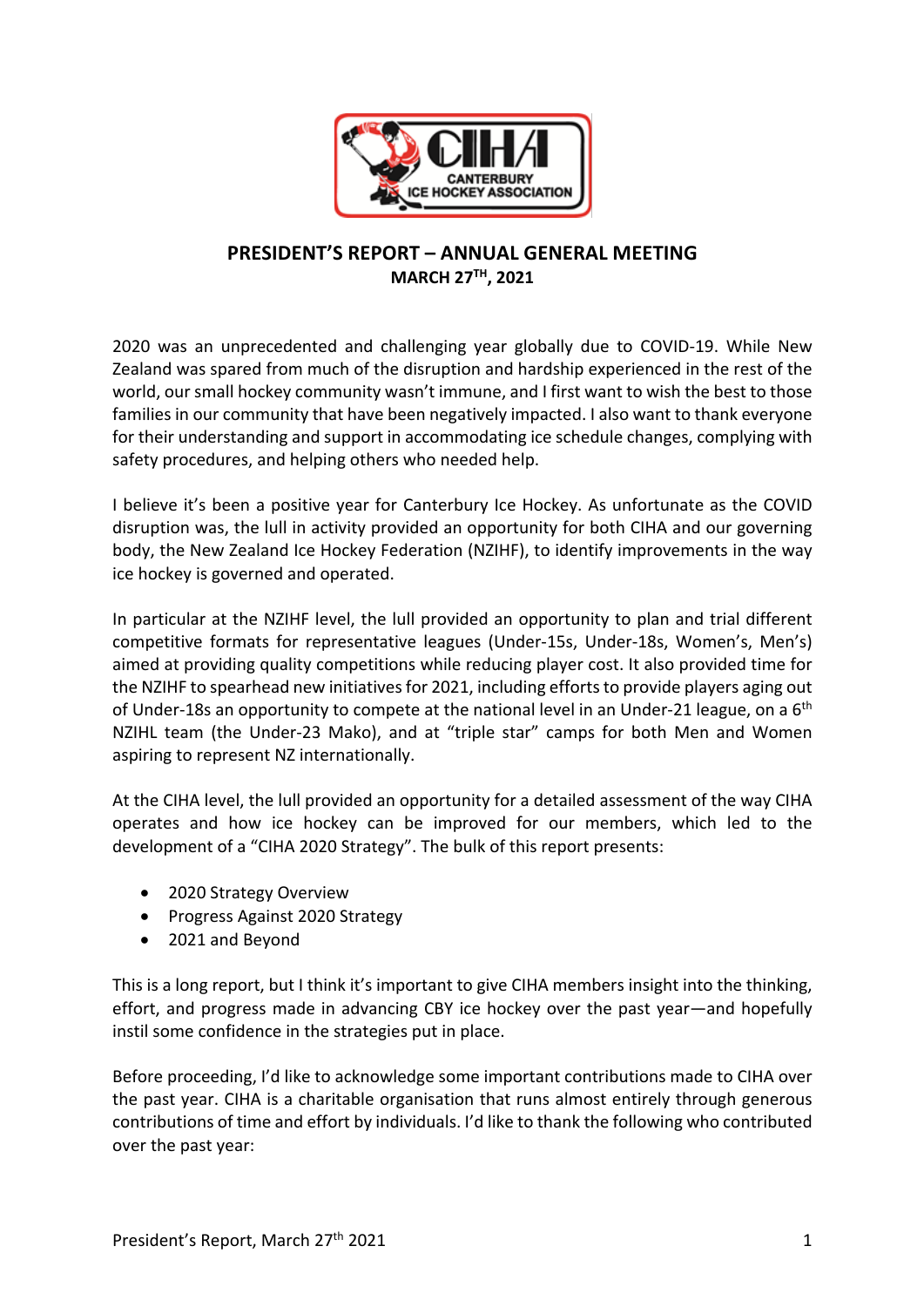# PRESIDENT'S REPORT – ANNUAL GENERAL MEETING

**MARCH 27TH, 2021**

2020 was an unprecedented and challenging year globally due to COVID-19. While New Zealand was spared from much of the disruption and hardship experienced in the rest of the world, our small hockey community wasn't immune, and I first want to wish the best to those families in our community that have been negatively impacted. I also want to thank everyone for their understanding and support in accommodating ice schedule changes, complying with safety procedures, and helping others who needed help.

I believe it's been a positive year for Canterbury Ice Hockey. As unfortunate as the COVID disruption was, the lull in activity provided an opportunity for both CIHA and our governing body, the New Zealand Ice Hockey Federation (NZIHF), to identify improvements in the way ice hockey is governed and operated.

In particular at the NZIHF level, the lull provided an opportunity to plan and trial different competitive formats for representative leagues (Under-15s, Under-18s, Women's, Men's) aimed at providing quality competitions while reducing player cost. It also provided time for the NZIHF to spearhead new initiatives for 2021, including efforts to provide players aging out of Under-18s an opportunity to compete at the national level in an Under-21 league, on a 6th NZIHL team (the Under-23 Mako), and at "triple star" camps for both Men and Women aspiring to represent NZ internationally.

At the CIHA level, the lull provided an opportunity for a detailed assessment of the way CIHA operates and how ice hockey can be improved for our members, which led to the development of a "CIHA 2020 Strategy". The bulk of this report presents:

- 2020 Strategy Overview
- Progress Against 2020 Strategy
- 2021 and Beyond

This is a long report, but I think it's important to give CIHA members insight into the thinking, effort, and progress made in advancing CBY ice hockey over the past year—and hopefully instil some confidence in the strategies put in place.

Before proceeding, I'd like to acknowledge some important contributions made to CIHA over the past year. CIHA is a charitable organisation that runs almost entirely through generous contributions of time and effort by individuals. I'd like to thank the following who contributed over the past year: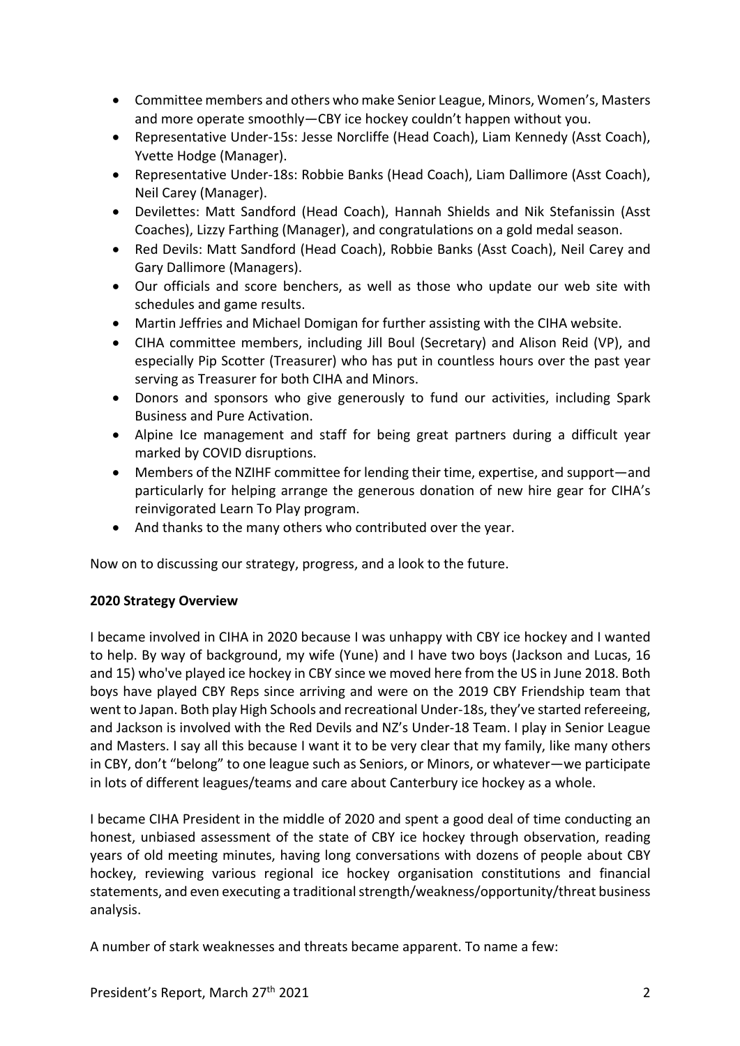- Committee members and others who make Senior League, Minors, Women's, Masters and more operate smoothly—CBY ice hockey couldn't happen without you.
- Representative Under-15s: Jesse Norcliffe (Head Coach), Liam Kennedy (Asst Coach), Yvette Hodge (Manager).
- Representative Under-18s: Robbie Banks (Head Coach), Liam Dallimore (Asst Coach), Neil Carey (Manager).
- Devilettes: Matt Sandford (Head Coach), Hannah Shields and Nik Stefanissin (Asst Coaches), Lizzy Farthing (Manager), and congratulations on a gold medal season.
- Red Devils: Matt Sandford (Head Coach), Robbie Banks (Asst Coach), Neil Carey and Gary Dallimore (Managers).
- Our officials and score benchers, as well as those who update our web site with schedules and game results.
- Martin Jeffries and Michael Domigan for further assisting with the CIHA website.
- CIHA committee members, including Jill Boul (Secretary) and Alison Reid (VP), and especially Pip Scotter (Treasurer) who has put in countless hours over the past year serving as Treasurer for both CIHA and Minors.
- Donors and sponsors who give generously to fund our activities, including Spark Business and Pure Activation.
- Alpine Ice management and staff for being great partners during a difficult year marked by COVID disruptions.
- Members of the NZIHF committee for lending their time, expertise, and support—and particularly for helping arrange the generous donation of new hire gear for CIHA's reinvigorated Learn To Play program.
- And thanks to the many others who contributed over the year.

Now on to discussing our strategy, progress, and a look to the future.

**2020 Strategy Overview**

I became involved in CIHA in 2020 because I was unhappy with CBY ice hockey and I wanted to help. By way of background, my wife (Yune) and I have two boys (Jackson and Lucas, 16 and 15) who've played ice hockey in CBY since we moved here from the US in June 2018. Both boys have played CBY Reps since arriving and were on the 2019 CBY Friendship team that went to Japan. Both play High Schools and recreational Under-18s, they've started refereeing, and Jackson is involved with the Red Devils and NZ's Under-18 Team. I play in Senior League and Masters. I say all this because I want it to be very clear that my family, like many others in CBY, don't "belong" to one league such as Seniors, or Minors, or whatever—we participate in lots of different leagues/teams and care about Canterbury ice hockey as a whole.

I became CIHA President in the middle of 2020 and spent a good deal of time conducting an honest, unbiased assessment of the state of CBY ice hockey through observation, reading years of old meeting minutes, having long conversations with dozens of people about CBY hockey, reviewing various regional ice hockey organisation constitutions and financial statements, and even executing a traditional strength/weakness/opportunity/threat business analysis.

A number of stark weaknesses and threats became apparent. To name a few: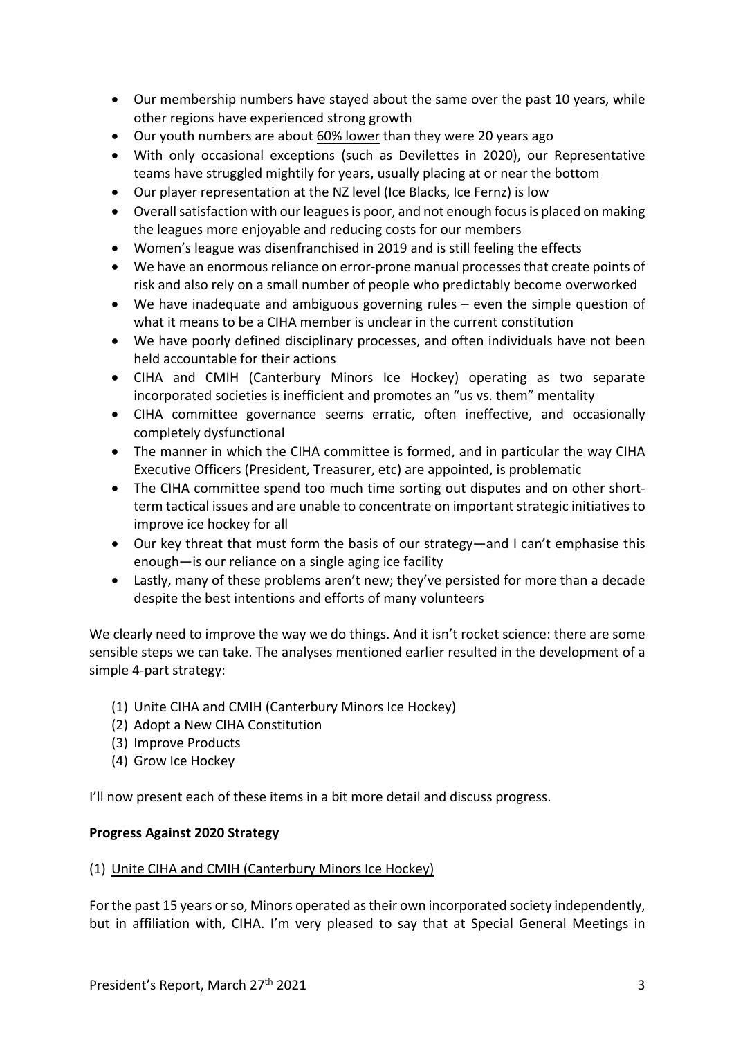- Our membership numbers have stayed about the same over the past 10 years, while other regions have experienced strong growth
- Our youth numbers are about <u>60% lower</u> than they were 20 years ago
- With only occasional exceptions (such as Devilettes in 2020), our Representative teams have struggled mightily for years, usually placing at or near the bottom
- Our player representation at the NZ level (Ice Blacks, Ice Fernz) is low
- Overall satisfaction with our leagues is poor, and not enough focus is placed on making the leagues more enjoyable and reducing costs for our members
- Women's league was disenfranchised in 2019 and is still feeling the effects
- We have an enormous reliance on error-prone manual processes that create points of risk and also rely on a small number of people who predictably become overworked
- We have inadequate and ambiguous governing rules – even the simple question of what it means to be a CIHA member is unclear in the current constitution
- We have poorly defined disciplinary processes, and often individuals have not been held accountable for their actions
- CIHA and CMIH (Canterbury Minors Ice Hockey) operating as two separate incorporated societies is inefficient and promotes an "us vs. them" mentality
- CIHA committee governance seems erratic, often ineffective, and occasionally completely dysfunctional
- The manner in which the CIHA committee is formed, and in particular the way CIHA Executive Officers (President, Treasurer, etc) are appointed, is problematic
- The CIHA committee spend too much time sorting out disputes and on other short-term tactical issues and are unable to concentrate on important strategic initiatives to improve ice hockey for all
- Our key threat that must form the basis of our strategy—and I can't emphasise this enough—is our reliance on a single aging ice facility
- Lastly, many of these problems aren't new; they've persisted for more than a decade despite the best intentions and efforts of many volunteers

We clearly need to improve the way we do things. And it isn't rocket science: there are some sensible steps we can take. The analyses mentioned earlier resulted in the development of a simple 4-part strategy:

(1) Unite CIHA and CMIH (Canterbury Minors Ice Hockey)
(2) Adopt a New CIHA Constitution
(3) Improve Products
(4) Grow Ice Hockey

I'll now present each of these items in a bit more detail and discuss progress.

**Progress Against 2020 Strategy**

(1) <u>Unite CIHA and CMIH (Canterbury Minors Ice Hockey)</u>

For the past 15 years or so, Minors operated as their own incorporated society independently, but in affiliation with, CIHA. I'm very pleased to say that at Special General Meetings in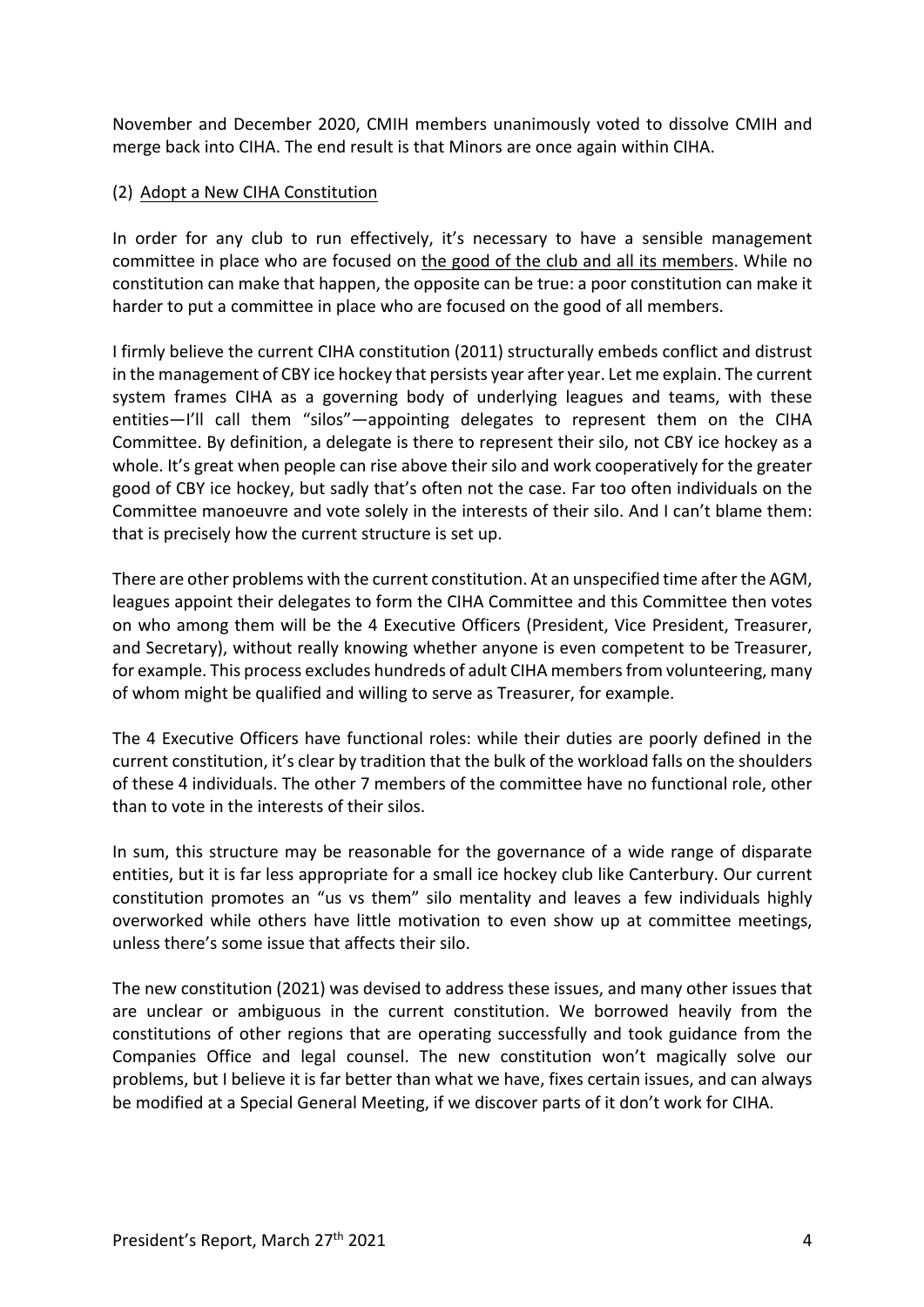November and December 2020, CMIH members unanimously voted to dissolve CMIH and merge back into CIHA. The end result is that Minors are once again within CIHA.

## (2) Adopt a New CIHA Constitution

In order for any club to run effectively, it's necessary to have a sensible management committee in place who are focused on the good of the club and all its members. While no constitution can make that happen, the opposite can be true: a poor constitution can make it harder to put a committee in place who are focused on the good of all members.

I firmly believe the current CIHA constitution (2011) structurally embeds conflict and distrust in the management of CBY ice hockey that persists year after year. Let me explain. The current system frames CIHA as a governing body of underlying leagues and teams, with these entities—I'll call them "silos"—appointing delegates to represent them on the CIHA Committee. By definition, a delegate is there to represent their silo, not CBY ice hockey as a whole. It's great when people can rise above their silo and work cooperatively for the greater good of CBY ice hockey, but sadly that's often not the case. Far too often individuals on the Committee manoeuvre and vote solely in the interests of their silo. And I can't blame them: that is precisely how the current structure is set up.

There are other problems with the current constitution. At an unspecified time after the AGM, leagues appoint their delegates to form the CIHA Committee and this Committee then votes on who among them will be the 4 Executive Officers (President, Vice President, Treasurer, and Secretary), without really knowing whether anyone is even competent to be Treasurer, for example. This process excludes hundreds of adult CIHA members from volunteering, many of whom might be qualified and willing to serve as Treasurer, for example.

The 4 Executive Officers have functional roles: while their duties are poorly defined in the current constitution, it's clear by tradition that the bulk of the workload falls on the shoulders of these 4 individuals. The other 7 members of the committee have no functional role, other than to vote in the interests of their silos.

In sum, this structure may be reasonable for the governance of a wide range of disparate entities, but it is far less appropriate for a small ice hockey club like Canterbury. Our current constitution promotes an "us vs them" silo mentality and leaves a few individuals highly overworked while others have little motivation to even show up at committee meetings, unless there's some issue that affects their silo.

The new constitution (2021) was devised to address these issues, and many other issues that are unclear or ambiguous in the current constitution. We borrowed heavily from the constitutions of other regions that are operating successfully and took guidance from the Companies Office and legal counsel. The new constitution won't magically solve our problems, but I believe it is far better than what we have, fixes certain issues, and can always be modified at a Special General Meeting, if we discover parts of it don't work for CIHA.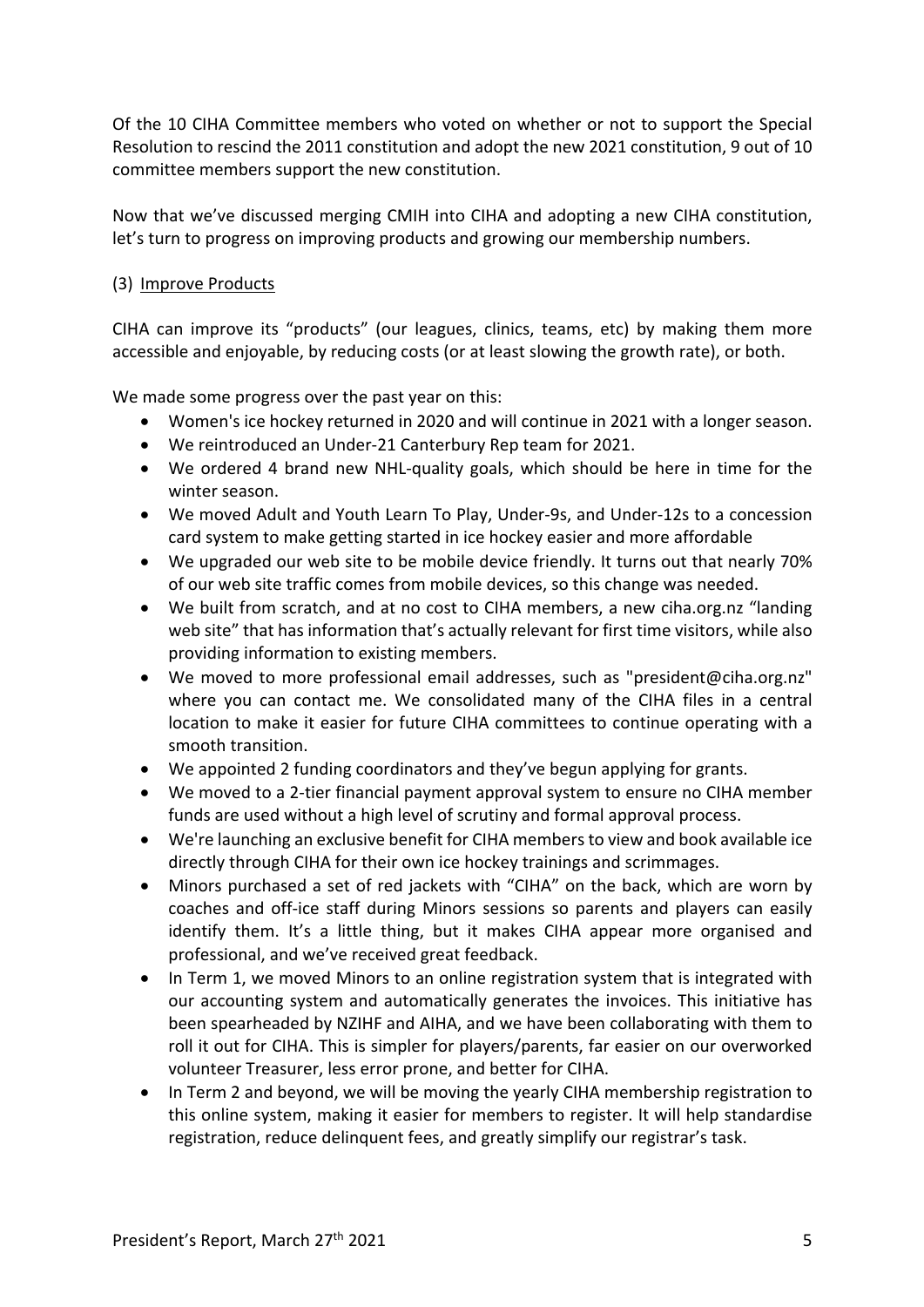Of the 10 CIHA Committee members who voted on whether or not to support the Special Resolution to rescind the 2011 constitution and adopt the new 2021 constitution, 9 out of 10 committee members support the new constitution.

Now that we've discussed merging CMIH into CIHA and adopting a new CIHA constitution, let's turn to progress on improving products and growing our membership numbers.

### (3) Improve Products

CIHA can improve its "products" (our leagues, clinics, teams, etc) by making them more accessible and enjoyable, by reducing costs (or at least slowing the growth rate), or both.

We made some progress over the past year on this:

- Women's ice hockey returned in 2020 and will continue in 2021 with a longer season.
- We reintroduced an Under-21 Canterbury Rep team for 2021.
- We ordered 4 brand new NHL-quality goals, which should be here in time for the winter season.
- We moved Adult and Youth Learn To Play, Under-9s, and Under-12s to a concession card system to make getting started in ice hockey easier and more affordable
- We upgraded our web site to be mobile device friendly. It turns out that nearly 70% of our web site traffic comes from mobile devices, so this change was needed.
- We built from scratch, and at no cost to CIHA members, a new ciha.org.nz "landing web site" that has information that's actually relevant for first time visitors, while also providing information to existing members.
- We moved to more professional email addresses, such as "president@ciha.org.nz" where you can contact me. We consolidated many of the CIHA files in a central location to make it easier for future CIHA committees to continue operating with a smooth transition.
- We appointed 2 funding coordinators and they've begun applying for grants.
- We moved to a 2-tier financial payment approval system to ensure no CIHA member funds are used without a high level of scrutiny and formal approval process.
- We're launching an exclusive benefit for CIHA members to view and book available ice directly through CIHA for their own ice hockey trainings and scrimmages.
- Minors purchased a set of red jackets with "CIHA" on the back, which are worn by coaches and off-ice staff during Minors sessions so parents and players can easily identify them. It's a little thing, but it makes CIHA appear more organised and professional, and we've received great feedback.
- In Term 1, we moved Minors to an online registration system that is integrated with our accounting system and automatically generates the invoices. This initiative has been spearheaded by NZIHF and AIHA, and we have been collaborating with them to roll it out for CIHA. This is simpler for players/parents, far easier on our overworked volunteer Treasurer, less error prone, and better for CIHA.
- In Term 2 and beyond, we will be moving the yearly CIHA membership registration to this online system, making it easier for members to register. It will help standardise registration, reduce delinquent fees, and greatly simplify our registrar's task.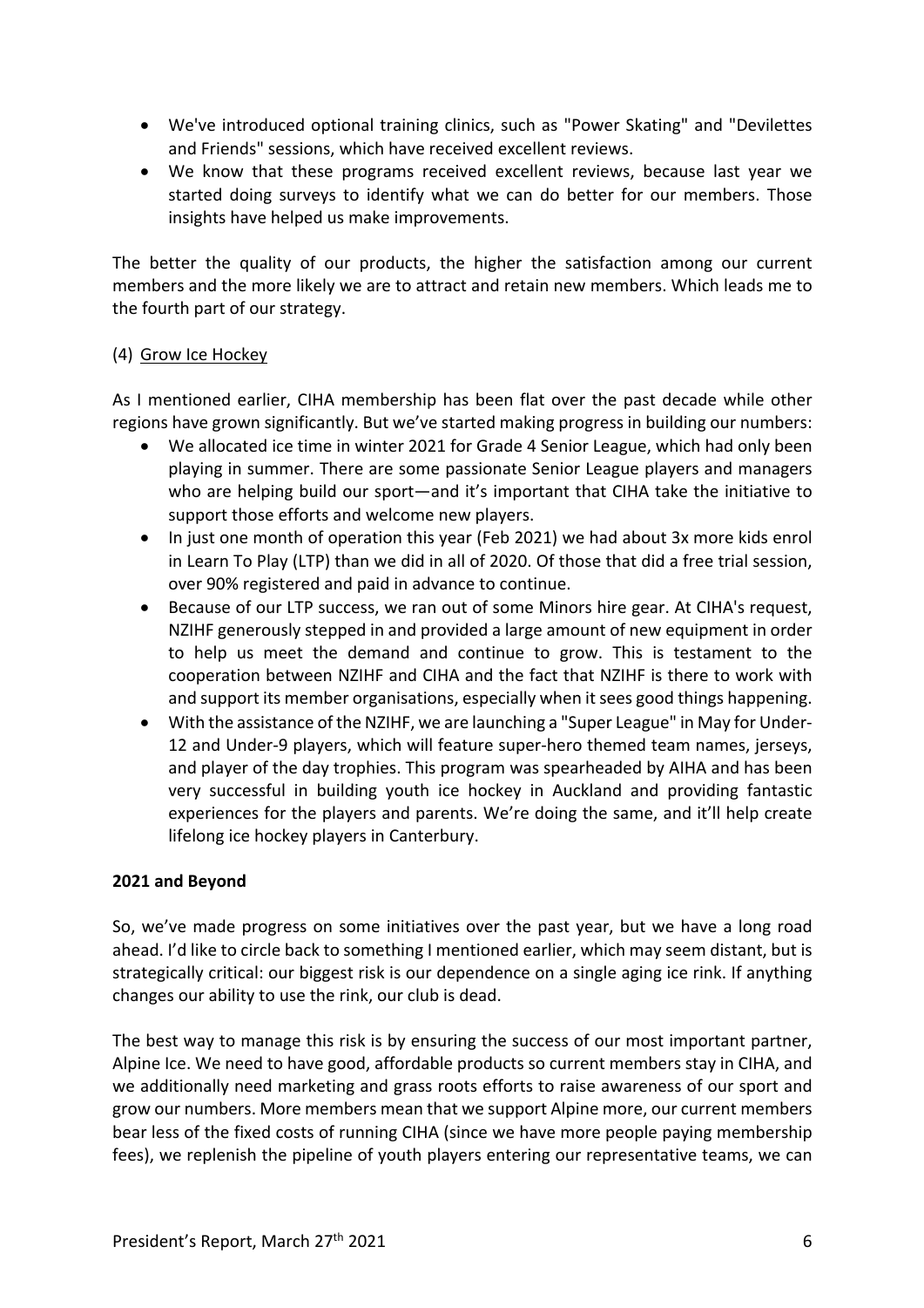- We've introduced optional training clinics, such as "Power Skating" and "Devilettes and Friends" sessions, which have received excellent reviews.
- We know that these programs received excellent reviews, because last year we started doing surveys to identify what we can do better for our members. Those insights have helped us make improvements.

The better the quality of our products, the higher the satisfaction among our current members and the more likely we are to attract and retain new members. Which leads me to the fourth part of our strategy.

(4) Grow Ice Hockey

As I mentioned earlier, CIHA membership has been flat over the past decade while other regions have grown significantly. But we've started making progress in building our numbers:

- We allocated ice time in winter 2021 for Grade 4 Senior League, which had only been playing in summer. There are some passionate Senior League players and managers who are helping build our sport—and it's important that CIHA take the initiative to support those efforts and welcome new players.
- In just one month of operation this year (Feb 2021) we had about 3x more kids enrol in Learn To Play (LTP) than we did in all of 2020. Of those that did a free trial session, over 90% registered and paid in advance to continue.
- Because of our LTP success, we ran out of some Minors hire gear. At CIHA's request, NZIHF generously stepped in and provided a large amount of new equipment in order to help us meet the demand and continue to grow. This is testament to the cooperation between NZIHF and CIHA and the fact that NZIHF is there to work with and support its member organisations, especially when it sees good things happening.
- With the assistance of the NZIHF, we are launching a "Super League" in May for Under-12 and Under-9 players, which will feature super-hero themed team names, jerseys, and player of the day trophies. This program was spearheaded by AIHA and has been very successful in building youth ice hockey in Auckland and providing fantastic experiences for the players and parents. We're doing the same, and it'll help create lifelong ice hockey players in Canterbury.

**2021 and Beyond**

So, we've made progress on some initiatives over the past year, but we have a long road ahead. I'd like to circle back to something I mentioned earlier, which may seem distant, but is strategically critical: our biggest risk is our dependence on a single aging ice rink. If anything changes our ability to use the rink, our club is dead.

The best way to manage this risk is by ensuring the success of our most important partner, Alpine Ice. We need to have good, affordable products so current members stay in CIHA, and we additionally need marketing and grass roots efforts to raise awareness of our sport and grow our numbers. More members mean that we support Alpine more, our current members bear less of the fixed costs of running CIHA (since we have more people paying membership fees), we replenish the pipeline of youth players entering our representative teams, we can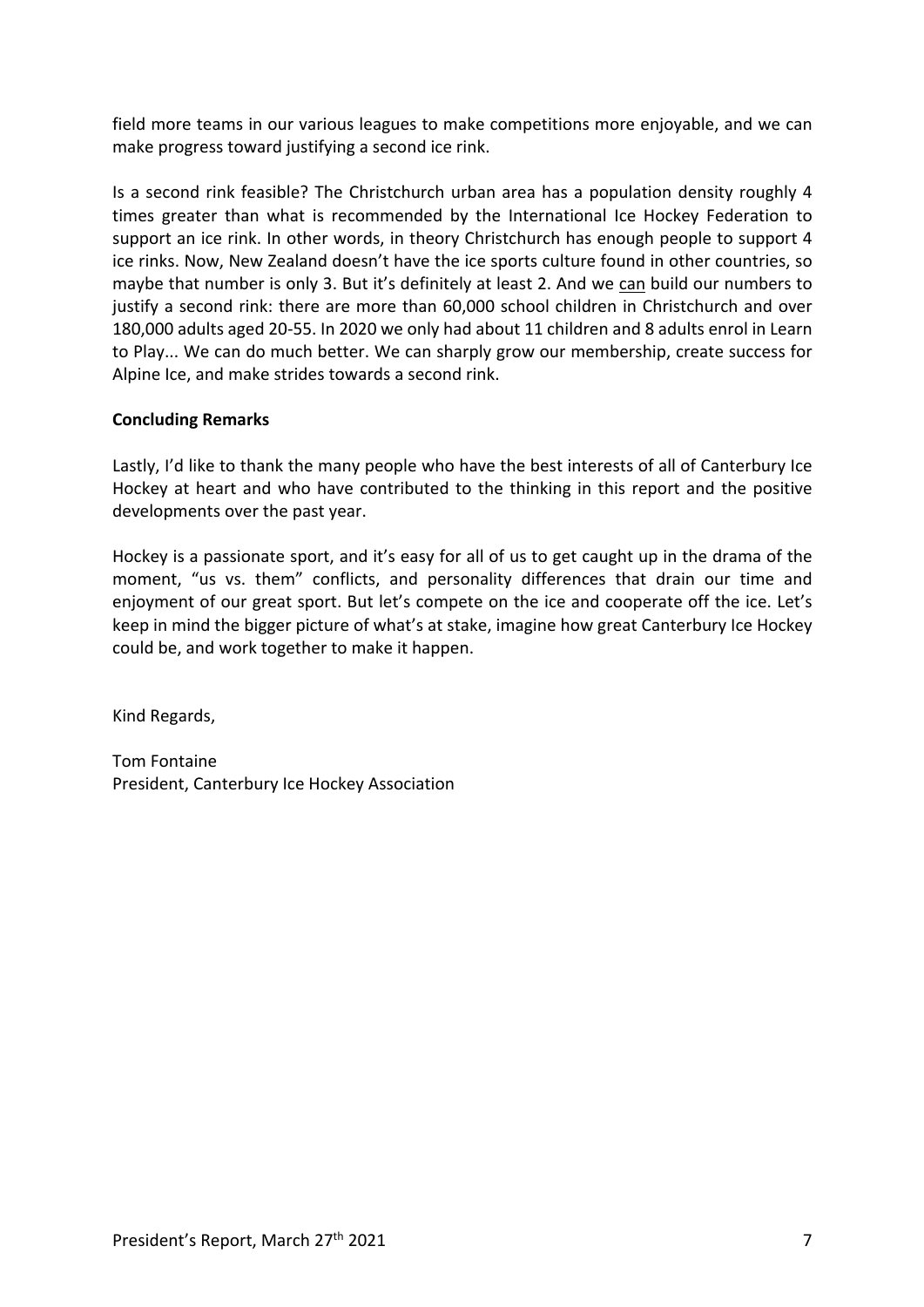field more teams in our various leagues to make competitions more enjoyable, and we can make progress toward justifying a second ice rink.

Is a second rink feasible? The Christchurch urban area has a population density roughly 4 times greater than what is recommended by the International Ice Hockey Federation to support an ice rink. In other words, in theory Christchurch has enough people to support 4 ice rinks. Now, New Zealand doesn't have the ice sports culture found in other countries, so maybe that number is only 3. But it's definitely at least 2. And we <u>can</u> build our numbers to justify a second rink: there are more than 60,000 school children in Christchurch and over 180,000 adults aged 20-55. In 2020 we only had about 11 children and 8 adults enrol in Learn to Play... We can do much better. We can sharply grow our membership, create success for Alpine Ice, and make strides towards a second rink.

**Concluding Remarks**

Lastly, I'd like to thank the many people who have the best interests of all of Canterbury Ice Hockey at heart and who have contributed to the thinking in this report and the positive developments over the past year.

Hockey is a passionate sport, and it's easy for all of us to get caught up in the drama of the moment, "us vs. them" conflicts, and personality differences that drain our time and enjoyment of our great sport. But let's compete on the ice and cooperate off the ice. Let's keep in mind the bigger picture of what's at stake, imagine how great Canterbury Ice Hockey could be, and work together to make it happen.

Kind Regards,

Tom Fontaine
President, Canterbury Ice Hockey Association